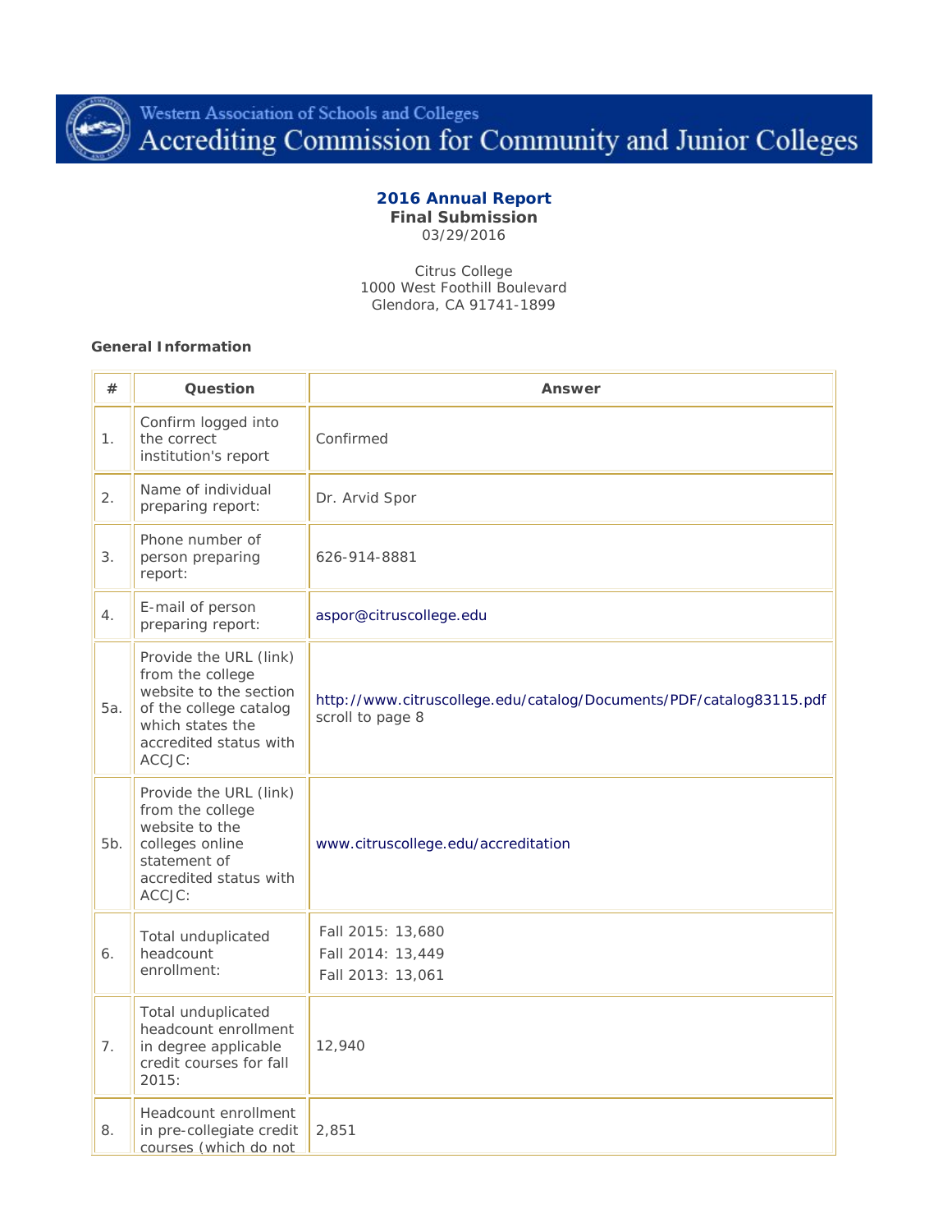Western Association of Schools and Colleges

Accrediting Commission for Community and Junior Colleges

**2016 Annual Report**

**Final Submission**

03/29/2016

Citrus College
1000 West Foothill Boulevard
Glendora, CA 91741-1899

**General Information**

| # | Question | Answer |
|---|---|---|
| 1. | Confirm logged into the correct institution's report | Confirmed |
| 2. | Name of individual preparing report: | Dr. Arvid Spor |
| 3. | Phone number of person preparing report: | 626-914-8881 |
| 4. | E-mail of person preparing report: | aspor@citruscollege.edu |
| 5a. | Provide the URL (link) from the college website to the section of the college catalog which states the accredited status with ACCJC: | http://www.citruscollege.edu/catalog/Documents/PDF/catalog83115.pdf scroll to page 8 |
| 5b. | Provide the URL (link) from the college website to the colleges online statement of accredited status with ACCJC: | www.citruscollege.edu/accreditation |
| 6. | Total unduplicated headcount enrollment: | Fall 2015: 13,680<br>Fall 2014: 13,449<br>Fall 2013: 13,061 |
| 7. | Total unduplicated headcount enrollment in degree applicable credit courses for fall 2015: | 12,940 |
| 8. | Headcount enrollment in pre-collegiate credit courses (which do not | 2,851 |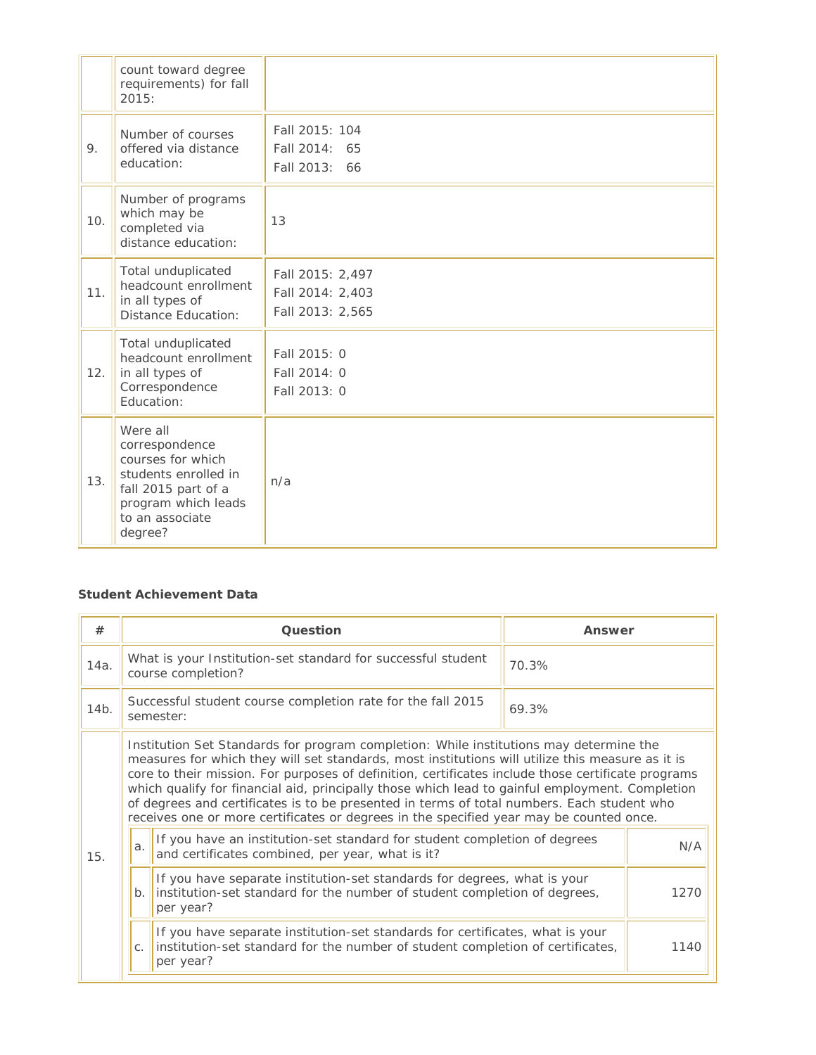| | | |
|---|---|---|
| | count toward degree requirements) for fall 2015: | |
| 9. | Number of courses offered via distance education: | Fall 2015: 104<br>Fall 2014: 65<br>Fall 2013: 66 |
| 10. | Number of programs which may be completed via distance education: | 13 |
| 11. | Total unduplicated headcount enrollment in all types of Distance Education: | Fall 2015: 2,497<br>Fall 2014: 2,403<br>Fall 2013: 2,565 |
| 12. | Total unduplicated headcount enrollment in all types of Correspondence Education: | Fall 2015: 0<br>Fall 2014: 0<br>Fall 2013: 0 |
| 13. | Were all correspondence courses for which students enrolled in fall 2015 part of a program which leads to an associate degree? | n/a |

**Student Achievement Data**

| # | Question | | Answer |
|---|---|---|---|
| 14a. | What is your Institution-set standard for successful student course completion? | | 70.3% |
| 14b. | Successful student course completion rate for the fall 2015 semester: | | 69.3% |
| 15. | Institution Set Standards for program completion: While institutions may determine the measures for which they will set standards, most institutions will utilize this measure as it is core to their mission. For purposes of definition, certificates include those certificate programs which qualify for financial aid, principally those which lead to gainful employment. Completion of degrees and certificates is to be presented in terms of total numbers. Each student who receives one or more certificates or degrees in the specified year may be counted once. | | |
| | a. | If you have an institution-set standard for student completion of degrees and certificates combined, per year, what is it? | N/A |
| | b. | If you have separate institution-set standards for degrees, what is your institution-set standard for the number of student completion of degrees, per year? | 1270 |
| | c. | If you have separate institution-set standards for certificates, what is your institution-set standard for the number of student completion of certificates, per year? | 1140 |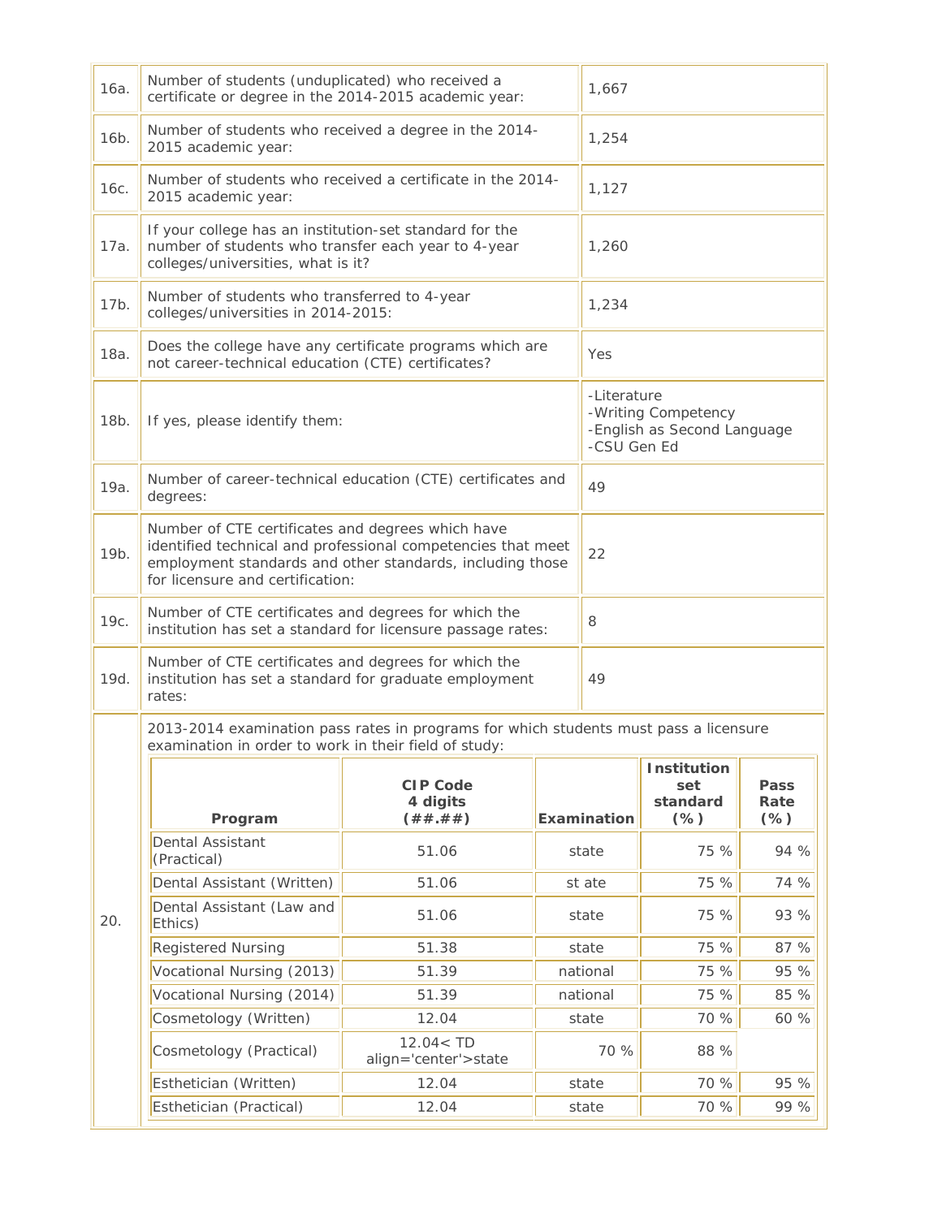| | | |
|---|---|---|
| 16a. | Number of students (unduplicated) who received a certificate or degree in the 2014-2015 academic year: | 1,667 |
| 16b. | Number of students who received a degree in the 2014-2015 academic year: | 1,254 |
| 16c. | Number of students who received a certificate in the 2014-2015 academic year: | 1,127 |
| 17a. | If your college has an institution-set standard for the number of students who transfer each year to 4-year colleges/universities, what is it? | 1,260 |
| 17b. | Number of students who transferred to 4-year colleges/universities in 2014-2015: | 1,234 |
| 18a. | Does the college have any certificate programs which are not career-technical education (CTE) certificates? | Yes |
| 18b. | If yes, please identify them: | -Literature<br>-Writing Competency<br>-English as Second Language<br>-CSU Gen Ed |
| 19a. | Number of career-technical education (CTE) certificates and degrees: | 49 |
| 19b. | Number of CTE certificates and degrees which have identified technical and professional competencies that meet employment standards and other standards, including those for licensure and certification: | 22 |
| 19c. | Number of CTE certificates and degrees for which the institution has set a standard for licensure passage rates: | 8 |
| 19d. | Number of CTE certificates and degrees for which the institution has set a standard for graduate employment rates: | 49 |

20. 2013-2014 examination pass rates in programs for which students must pass a licensure examination in order to work in their field of study:

| Program | CIP Code 4 digits (##.##) | Examination | Institution set standard (%) | Pass Rate (%) |
|---|---|---|---|---|
| Dental Assistant (Practical) | 51.06 | state | 75 % | 94 % |
| Dental Assistant (Written) | 51.06 | st ate | 75 % | 74 % |
| Dental Assistant (Law and Ethics) | 51.06 | state | 75 % | 93 % |
| Registered Nursing | 51.38 | state | 75 % | 87 % |
| Vocational Nursing (2013) | 51.39 | national | 75 % | 95 % |
| Vocational Nursing (2014) | 51.39 | national | 75 % | 85 % |
| Cosmetology (Written) | 12.04 | state | 70 % | 60 % |
| Cosmetology (Practical) | 12.04< TD align='center'>state | 70 % | 88 % | |
| Esthetician (Written) | 12.04 | state | 70 % | 95 % |
| Esthetician (Practical) | 12.04 | state | 70 % | 99 % |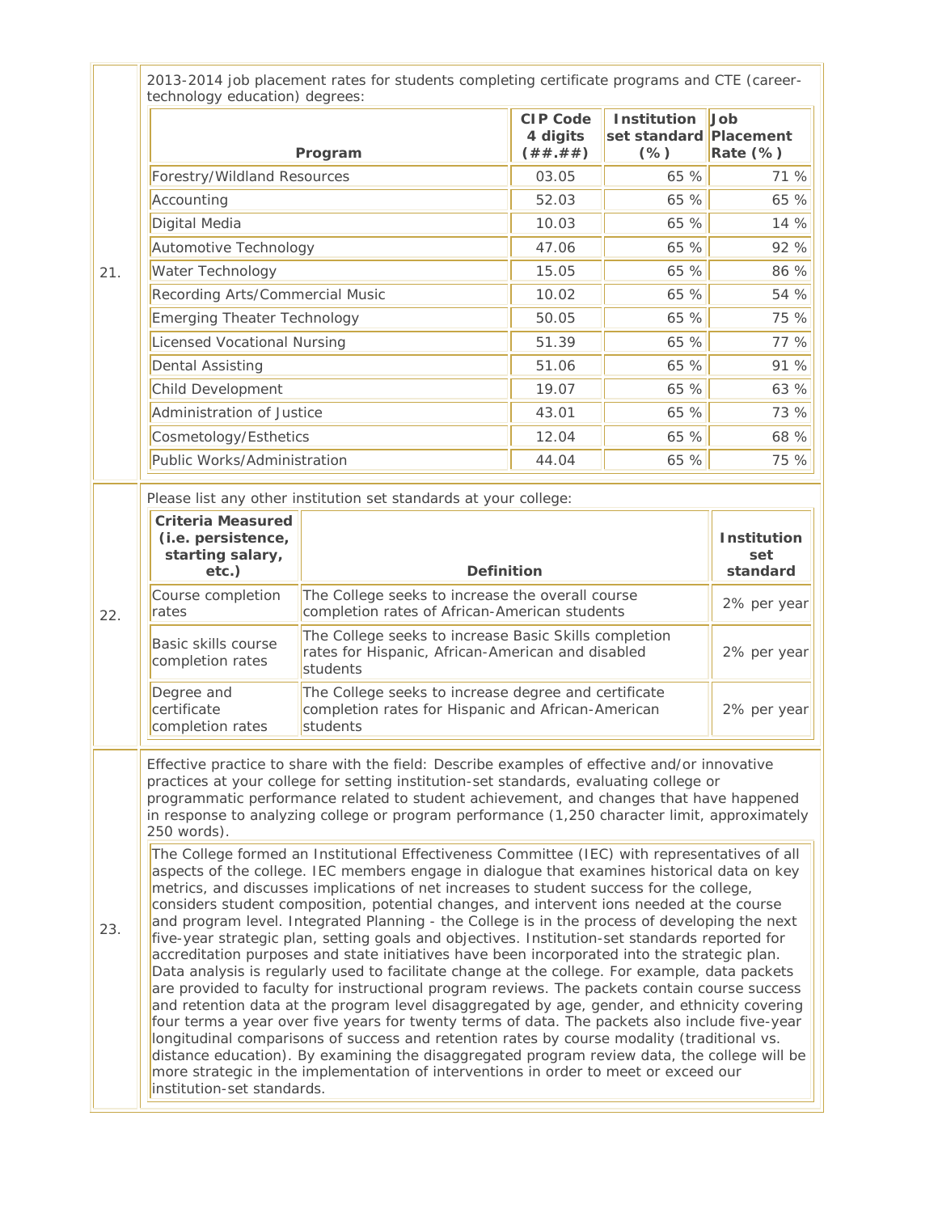21.

2013-2014 job placement rates for students completing certificate programs and CTE (career-technology education) degrees:

| Program | CIP Code 4 digits (##.##) | Institution set standard (%) | Job Placement Rate (%) |
|---|---|---|---|
| Forestry/Wildland Resources | 03.05 | 65 % | 71 % |
| Accounting | 52.03 | 65 % | 65 % |
| Digital Media | 10.03 | 65 % | 14 % |
| Automotive Technology | 47.06 | 65 % | 92 % |
| Water Technology | 15.05 | 65 % | 86 % |
| Recording Arts/Commercial Music | 10.02 | 65 % | 54 % |
| Emerging Theater Technology | 50.05 | 65 % | 75 % |
| Licensed Vocational Nursing | 51.39 | 65 % | 77 % |
| Dental Assisting | 51.06 | 65 % | 91 % |
| Child Development | 19.07 | 65 % | 63 % |
| Administration of Justice | 43.01 | 65 % | 73 % |
| Cosmetology/Esthetics | 12.04 | 65 % | 68 % |
| Public Works/Administration | 44.04 | 65 % | 75 % |

22.

Please list any other institution set standards at your college:

| Criteria Measured (i.e. persistence, starting salary, etc.) | Definition | Institution set standard |
|---|---|---|
| Course completion rates | The College seeks to increase the overall course completion rates of African-American students | 2% per year |
| Basic skills course completion rates | The College seeks to increase Basic Skills completion rates for Hispanic, African-American and disabled students | 2% per year |
| Degree and certificate completion rates | The College seeks to increase degree and certificate completion rates for Hispanic and African-American students | 2% per year |

23.

Effective practice to share with the field: Describe examples of effective and/or innovative practices at your college for setting institution-set standards, evaluating college or programmatic performance related to student achievement, and changes that have happened in response to analyzing college or program performance (1,250 character limit, approximately 250 words).

The College formed an Institutional Effectiveness Committee (IEC) with representatives of all aspects of the college. IEC members engage in dialogue that examines historical data on key metrics, and discusses implications of net increases to student success for the college, considers student composition, potential changes, and intervent ions needed at the course and program level. Integrated Planning - the College is in the process of developing the next five-year strategic plan, setting goals and objectives. Institution-set standards reported for accreditation purposes and state initiatives have been incorporated into the strategic plan. Data analysis is regularly used to facilitate change at the college. For example, data packets are provided to faculty for instructional program reviews. The packets contain course success and retention data at the program level disaggregated by age, gender, and ethnicity covering four terms a year over five years for twenty terms of data. The packets also include five-year longitudinal comparisons of success and retention rates by course modality (traditional vs. distance education). By examining the disaggregated program review data, the college will be more strategic in the implementation of interventions in order to meet or exceed our institution-set standards.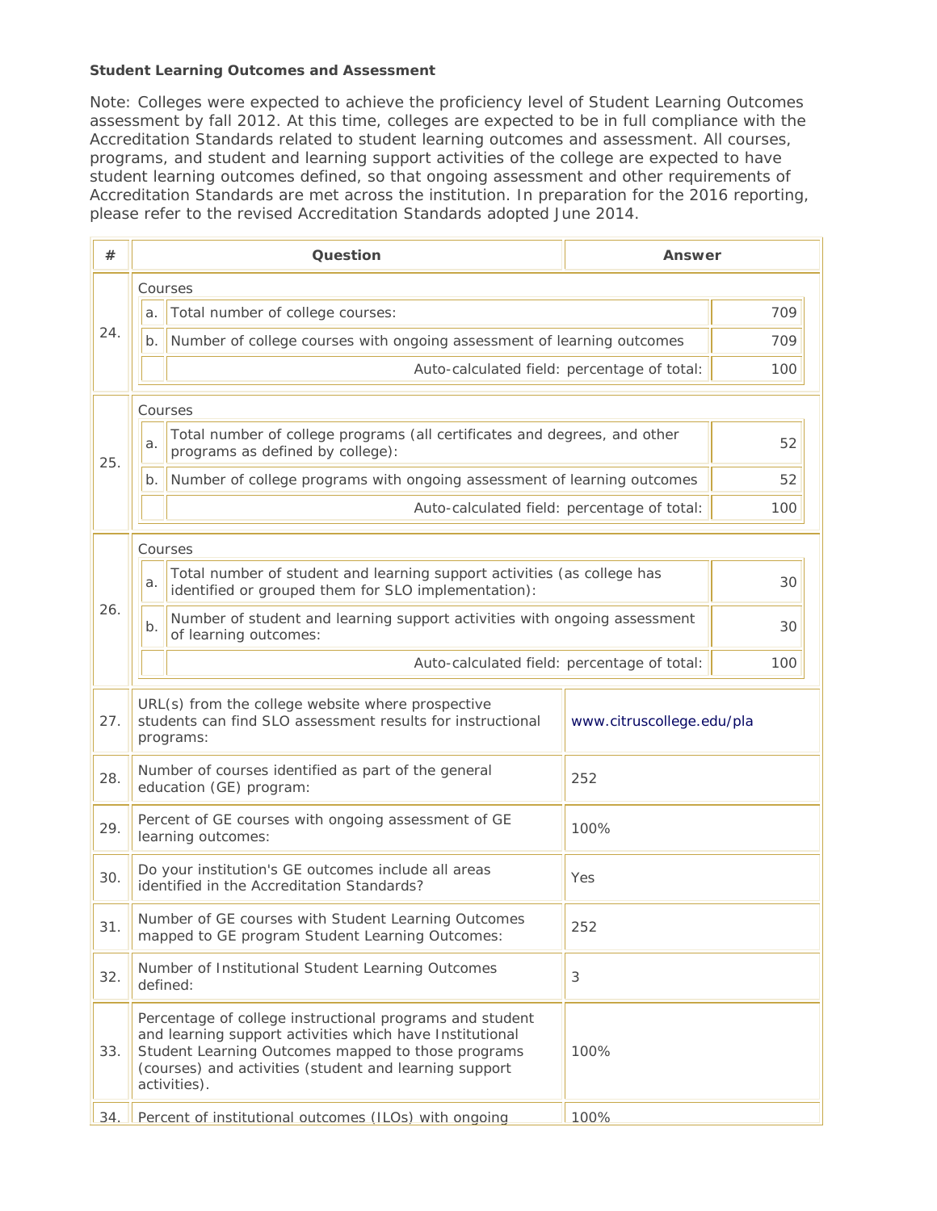**Student Learning Outcomes and Assessment**

Note: Colleges were expected to achieve the proficiency level of Student Learning Outcomes assessment by fall 2012. At this time, colleges are expected to be in full compliance with the Accreditation Standards related to student learning outcomes and assessment. All courses, programs, and student and learning support activities of the college are expected to have student learning outcomes defined, so that ongoing assessment and other requirements of Accreditation Standards are met across the institution. In preparation for the 2016 reporting, please refer to the revised Accreditation Standards adopted June 2014.

| # | Question | Answer |
|---|---|---|
| 24. | Courses | |
| | a. Total number of college courses: | 709 |
| | b. Number of college courses with ongoing assessment of learning outcomes | 709 |
| | Auto-calculated field: percentage of total: | 100 |
| 25. | Courses | |
| | a. Total number of college programs (all certificates and degrees, and other programs as defined by college): | 52 |
| | b. Number of college programs with ongoing assessment of learning outcomes | 52 |
| | Auto-calculated field: percentage of total: | 100 |
| 26. | Courses | |
| | a. Total number of student and learning support activities (as college has identified or grouped them for SLO implementation): | 30 |
| | b. Number of student and learning support activities with ongoing assessment of learning outcomes: | 30 |
| | Auto-calculated field: percentage of total: | 100 |
| 27. | URL(s) from the college website where prospective students can find SLO assessment results for instructional programs: | www.citruscollege.edu/pla |
| 28. | Number of courses identified as part of the general education (GE) program: | 252 |
| 29. | Percent of GE courses with ongoing assessment of GE learning outcomes: | 100% |
| 30. | Do your institution's GE outcomes include all areas identified in the Accreditation Standards? | Yes |
| 31. | Number of GE courses with Student Learning Outcomes mapped to GE program Student Learning Outcomes: | 252 |
| 32. | Number of Institutional Student Learning Outcomes defined: | 3 |
| 33. | Percentage of college instructional programs and student and learning support activities which have Institutional Student Learning Outcomes mapped to those programs (courses) and activities (student and learning support activities). | 100% |
| 34. | Percent of institutional outcomes (ILOs) with ongoing | 100% |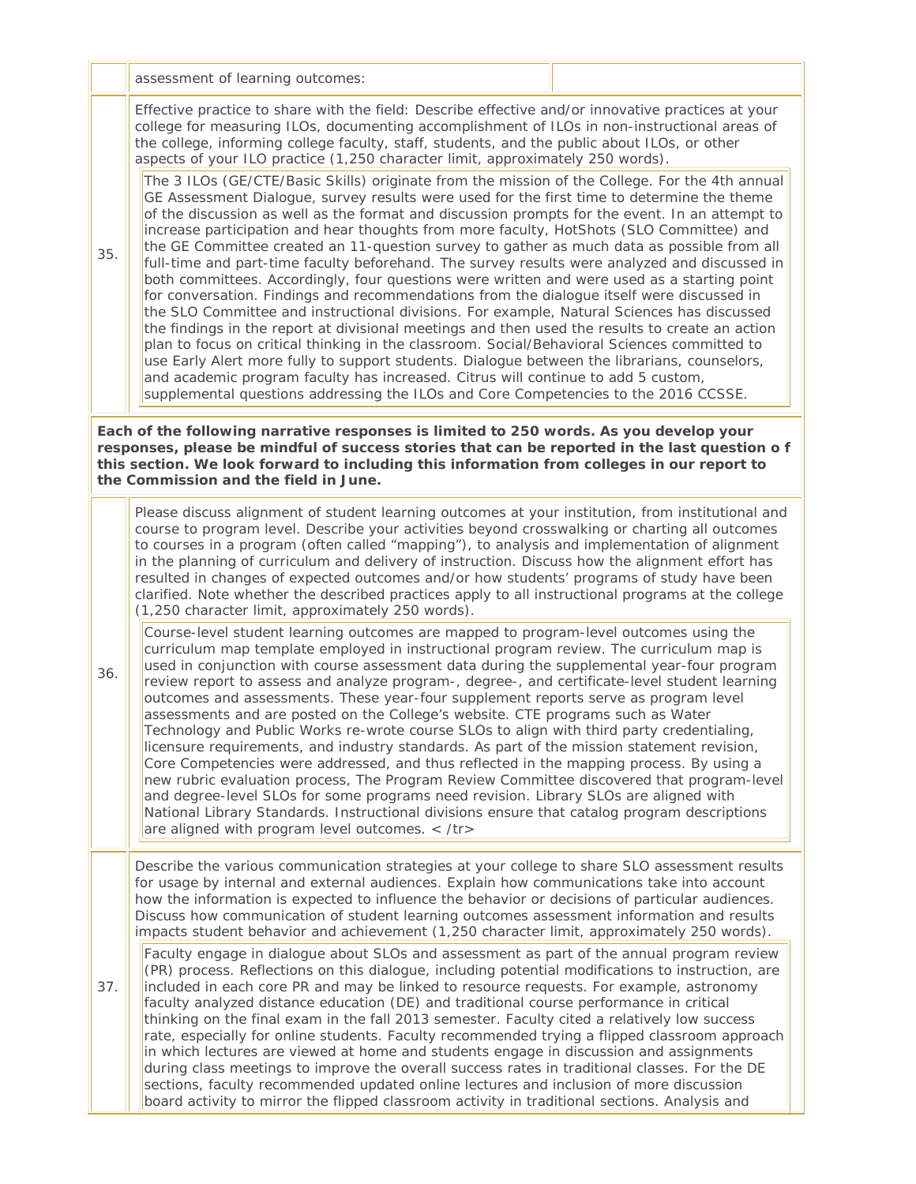| | | |
|---|---|---|
| | assessment of learning outcomes: | |
| 35. | Effective practice to share with the field: Describe effective and/or innovative practices at your college for measuring ILOs, documenting accomplishment of ILOs in non-instructional areas of the college, informing college faculty, staff, students, and the public about ILOs, or other aspects of your ILO practice (1,250 character limit, approximately 250 words).<br><br>The 3 ILOs (GE/CTE/Basic Skills) originate from the mission of the College. For the 4th annual GE Assessment Dialogue, survey results were used for the first time to determine the theme of the discussion as well as the format and discussion prompts for the event. In an attempt to increase participation and hear thoughts from more faculty, HotShots (SLO Committee) and the GE Committee created an 11-question survey to gather as much data as possible from all full-time and part-time faculty beforehand. The survey results were analyzed and discussed in both committees. Accordingly, four questions were written and were used as a starting point for conversation. Findings and recommendations from the dialogue itself were discussed in the SLO Committee and instructional divisions. For example, Natural Sciences has discussed the findings in the report at divisional meetings and then used the results to create an action plan to focus on critical thinking in the classroom. Social/Behavioral Sciences committed to use Early Alert more fully to support students. Dialogue between the librarians, counselors, and academic program faculty has increased. Citrus will continue to add 5 custom, supplemental questions addressing the ILOs and Core Competencies to the 2016 CCSSE. | |

**Each of the following narrative responses is limited to 250 words. As you develop your responses, please be mindful of success stories that can be reported in the last question o f this section. We look forward to including this information from colleges in our report to the Commission and the field in June.**

| | |
|---|---|
| 36. | Please discuss alignment of student learning outcomes at your institution, from institutional and course to program level. Describe your activities beyond crosswalking or charting all outcomes to courses in a program (often called "mapping"), to analysis and implementation of alignment in the planning of curriculum and delivery of instruction. Discuss how the alignment effort has resulted in changes of expected outcomes and/or how students' programs of study have been clarified. Note whether the described practices apply to all instructional programs at the college (1,250 character limit, approximately 250 words).<br><br>Course-level student learning outcomes are mapped to program-level outcomes using the curriculum map template employed in instructional program review. The curriculum map is used in conjunction with course assessment data during the supplemental year-four program review report to assess and analyze program-, degree-, and certificate-level student learning outcomes and assessments. These year-four supplement reports serve as program level assessments and are posted on the College's website. CTE programs such as Water Technology and Public Works re-wrote course SLOs to align with third party credentialing, licensure requirements, and industry standards. As part of the mission statement revision, Core Competencies were addressed, and thus reflected in the mapping process. By using a new rubric evaluation process, The Program Review Committee discovered that program-level and degree-level SLOs for some programs need revision. Library SLOs are aligned with National Library Standards. Instructional divisions ensure that catalog program descriptions are aligned with program level outcomes. < /tr> |
| 37. | Describe the various communication strategies at your college to share SLO assessment results for usage by internal and external audiences. Explain how communications take into account how the information is expected to influence the behavior or decisions of particular audiences. Discuss how communication of student learning outcomes assessment information and results impacts student behavior and achievement (1,250 character limit, approximately 250 words).<br><br>Faculty engage in dialogue about SLOs and assessment as part of the annual program review (PR) process. Reflections on this dialogue, including potential modifications to instruction, are included in each core PR and may be linked to resource requests. For example, astronomy faculty analyzed distance education (DE) and traditional course performance in critical thinking on the final exam in the fall 2013 semester. Faculty cited a relatively low success rate, especially for online students. Faculty recommended trying a flipped classroom approach in which lectures are viewed at home and students engage in discussion and assignments during class meetings to improve the overall success rates in traditional classes. For the DE sections, faculty recommended updated online lectures and inclusion of more discussion board activity to mirror the flipped classroom activity in traditional sections. Analysis and |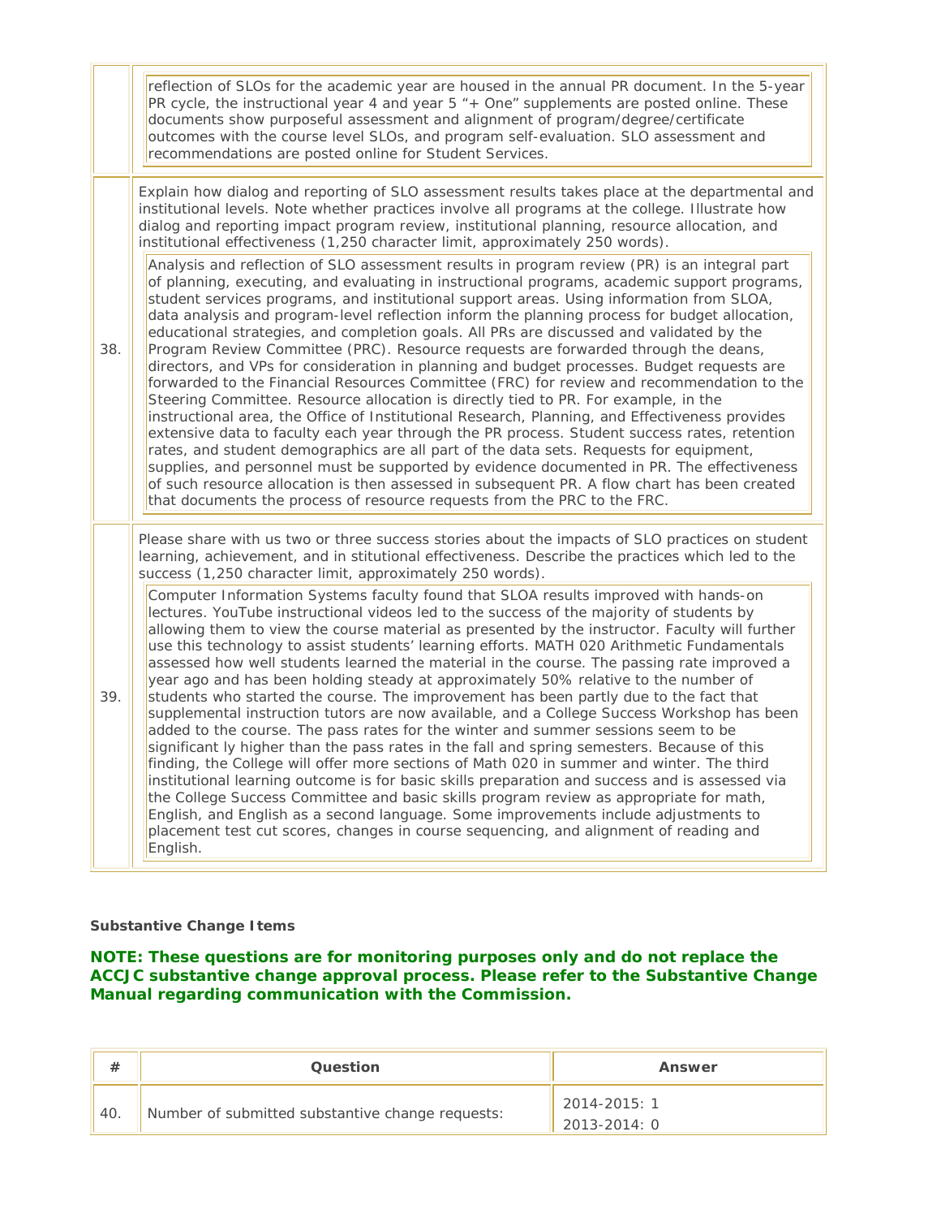| | |
|---|---|
| | reflection of SLOs for the academic year are housed in the annual PR document. In the 5-year PR cycle, the instructional year 4 and year 5 "+ One" supplements are posted online. These documents show purposeful assessment and alignment of program/degree/certificate outcomes with the course level SLOs, and program self-evaluation. SLO assessment and recommendations are posted online for Student Services. |
| 38. | Explain how dialog and reporting of SLO assessment results takes place at the departmental and institutional levels. Note whether practices involve all programs at the college. Illustrate how dialog and reporting impact program review, institutional planning, resource allocation, and institutional effectiveness (1,250 character limit, approximately 250 words).<br><br>Analysis and reflection of SLO assessment results in program review (PR) is an integral part of planning, executing, and evaluating in instructional programs, academic support programs, student services programs, and institutional support areas. Using information from SLOA, data analysis and program-level reflection inform the planning process for budget allocation, educational strategies, and completion goals. All PRs are discussed and validated by the Program Review Committee (PRC). Resource requests are forwarded through the deans, directors, and VPs for consideration in planning and budget processes. Budget requests are forwarded to the Financial Resources Committee (FRC) for review and recommendation to the Steering Committee. Resource allocation is directly tied to PR. For example, in the instructional area, the Office of Institutional Research, Planning, and Effectiveness provides extensive data to faculty each year through the PR process. Student success rates, retention rates, and student demographics are all part of the data sets. Requests for equipment, supplies, and personnel must be supported by evidence documented in PR. The effectiveness of such resource allocation is then assessed in subsequent PR. A flow chart has been created that documents the process of resource requests from the PRC to the FRC. |
| 39. | Please share with us two or three success stories about the impacts of SLO practices on student learning, achievement, and in stitutional effectiveness. Describe the practices which led to the success (1,250 character limit, approximately 250 words).<br><br>Computer Information Systems faculty found that SLOA results improved with hands-on lectures. YouTube instructional videos led to the success of the majority of students by allowing them to view the course material as presented by the instructor. Faculty will further use this technology to assist students' learning efforts. MATH 020 Arithmetic Fundamentals assessed how well students learned the material in the course. The passing rate improved a year ago and has been holding steady at approximately 50% relative to the number of students who started the course. The improvement has been partly due to the fact that supplemental instruction tutors are now available, and a College Success Workshop has been added to the course. The pass rates for the winter and summer sessions seem to be significant ly higher than the pass rates in the fall and spring semesters. Because of this finding, the College will offer more sections of Math 020 in summer and winter. The third institutional learning outcome is for basic skills preparation and success and is assessed via the College Success Committee and basic skills program review as appropriate for math, English, and English as a second language. Some improvements include adjustments to placement test cut scores, changes in course sequencing, and alignment of reading and English. |

**Substantive Change Items**

**NOTE: These questions are for monitoring purposes only and do not replace the ACCJC substantive change approval process. Please refer to the Substantive Change Manual regarding communication with the Commission.**

| # | Question | Answer |
|---|---|---|
| 40. | Number of submitted substantive change requests: | 2014-2015: 1<br>2013-2014: 0 |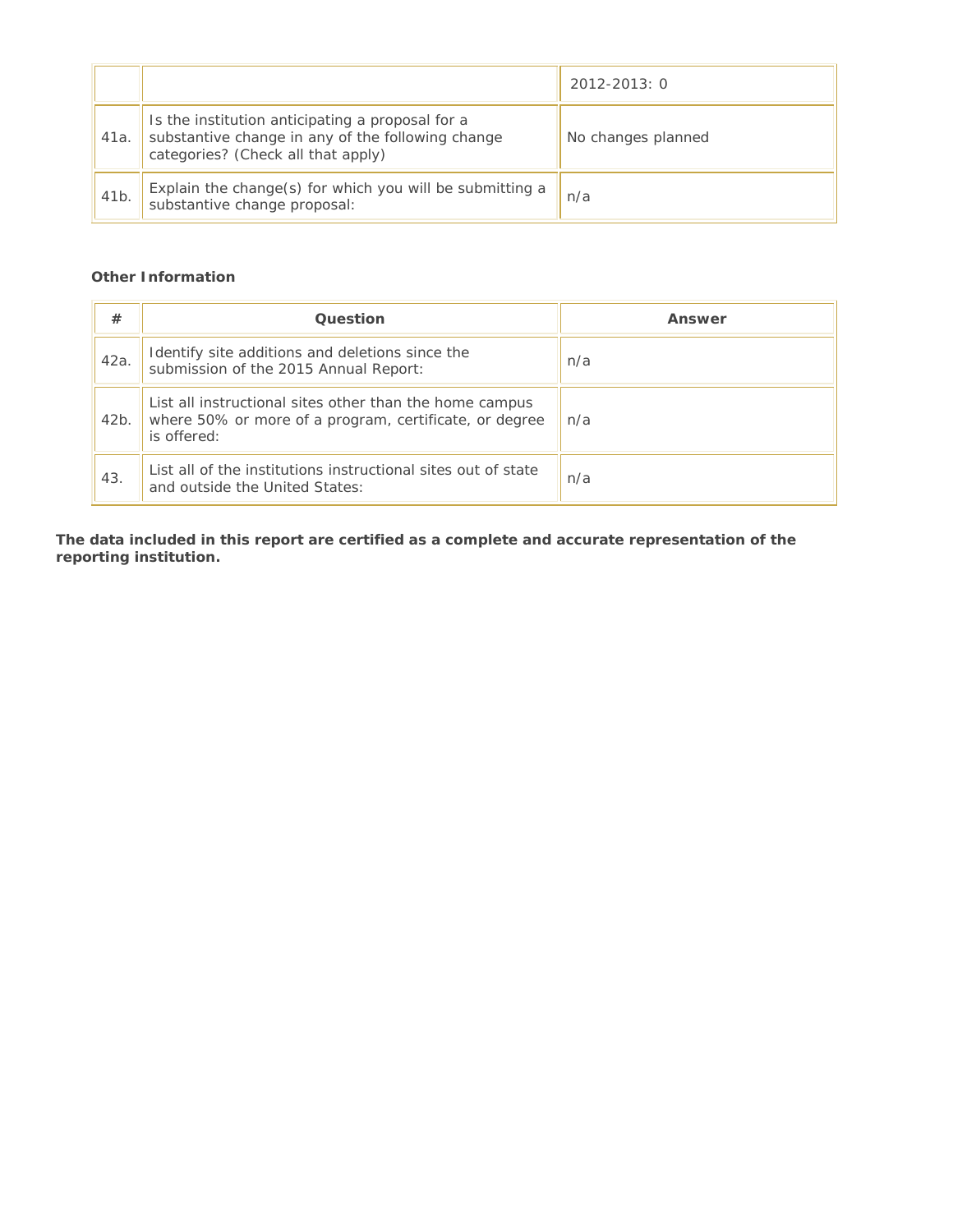| | | |
|---|---|---|
| | | 2012-2013: 0 |
| 41a. | Is the institution anticipating a proposal for a substantive change in any of the following change categories? (Check all that apply) | No changes planned |
| 41b. | Explain the change(s) for which you will be submitting a substantive change proposal: | n/a |

**Other Information**

| # | Question | Answer |
|---|---|---|
| 42a. | Identify site additions and deletions since the submission of the 2015 Annual Report: | n/a |
| 42b. | List all instructional sites other than the home campus where 50% or more of a program, certificate, or degree is offered: | n/a |
| 43. | List all of the institutions instructional sites out of state and outside the United States: | n/a |

**The data included in this report are certified as a complete and accurate representation of the reporting institution.**